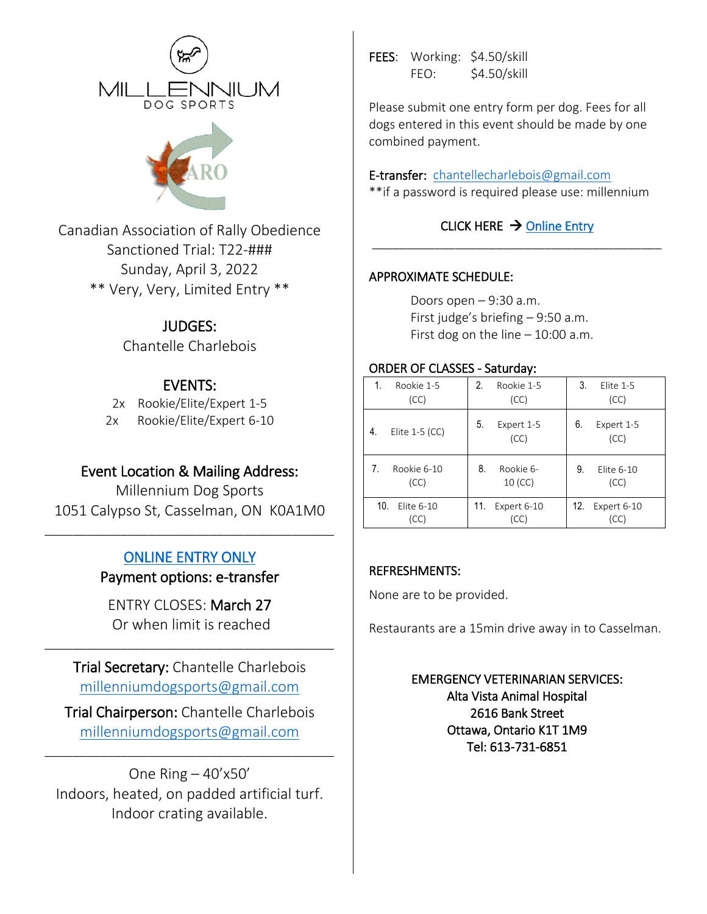MILLENNIUM DOG SPORTS

CARO

Canadian Association of Rally Obedience
Sanctioned Trial: T22-###
Sunday, April 3, 2022
** Very, Very, Limited Entry **

## JUDGES:

Chantelle Charlebois

## EVENTS:

2x Rookie/Elite/Expert 1-5
2x Rookie/Elite/Expert 6-10

## Event Location & Mailing Address:

Millennium Dog Sports
1051 Calypso St, Casselman, ON K0A1M0

---

**ONLINE ENTRY ONLY**

Payment options: e-transfer

ENTRY CLOSES: **March 27**
Or when limit is reached

---

**Trial Secretary:** Chantelle Charlebois
millenniumdogsports@gmail.com

**Trial Chairperson:** Chantelle Charlebois
millenniumdogsports@gmail.com

---

One Ring – 40'x50'
Indoors, heated, on padded artificial turf.
Indoor crating available.

**FEES:** Working: $4.50/skill
FEO: $4.50/skill

Please submit one entry form per dog. Fees for all dogs entered in this event should be made by one combined payment.

**E-transfer:** chantellecharlebois@gmail.com
**if a password is required please use: millennium

CLICK HERE → Online Entry

---

## APPROXIMATE SCHEDULE:

Doors open – 9:30 a.m.
First judge's briefing – 9:50 a.m.
First dog on the line – 10:00 a.m.

## ORDER OF CLASSES - Saturday:

| | | |
|---|---|---|
| 1. Rookie 1-5 (CC) | 2. Rookie 1-5 (CC) | 3. Elite 1-5 (CC) |
| 4. Elite 1-5 (CC) | 5. Expert 1-5 (CC) | 6. Expert 1-5 (CC) |
| 7. Rookie 6-10 (CC) | 8. Rookie 6-10 (CC) | 9. Elite 6-10 (CC) |
| 10. Elite 6-10 (CC) | 11. Expert 6-10 (CC) | 12. Expert 6-10 (CC) |

## REFRESHMENTS:

None are to be provided.

Restaurants are a 15min drive away in to Casselman.

**EMERGENCY VETERINARIAN SERVICES:**
**Alta Vista Animal Hospital**
**2616 Bank Street**
**Ottawa, Ontario K1T 1M9**
**Tel: 613-731-6851**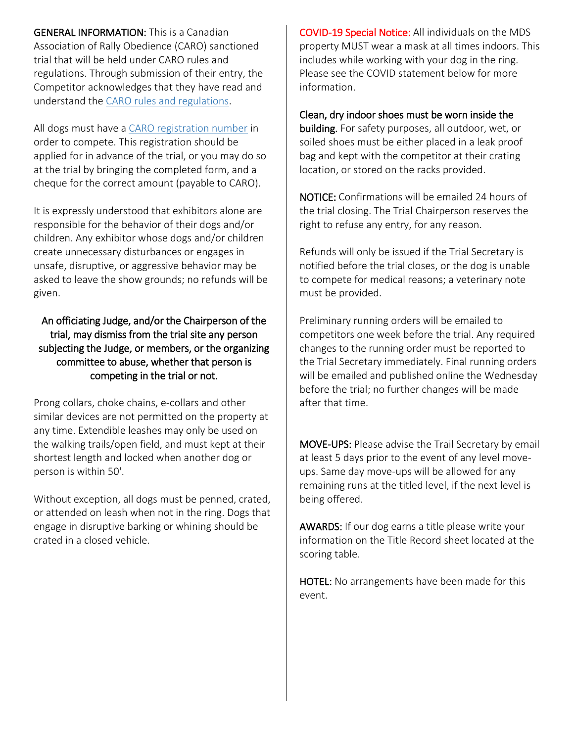**GENERAL INFORMATION:** This is a Canadian Association of Rally Obedience (CARO) sanctioned trial that will be held under CARO rules and regulations. Through submission of their entry, the Competitor acknowledges that they have read and understand the [CARO rules and regulations](#).

All dogs must have a [CARO registration number](#) in order to compete. This registration should be applied for in advance of the trial, or you may do so at the trial by bringing the completed form, and a cheque for the correct amount (payable to CARO).

It is expressly understood that exhibitors alone are responsible for the behavior of their dogs and/or children. Any exhibitor whose dogs and/or children create unnecessary disturbances or engages in unsafe, disruptive, or aggressive behavior may be asked to leave the show grounds; no refunds will be given.

**An officiating Judge, and/or the Chairperson of the trial, may dismiss from the trial site any person subjecting the Judge, or members, or the organizing committee to abuse, whether that person is competing in the trial or not.**

Prong collars, choke chains, e-collars and other similar devices are not permitted on the property at any time. Extendible leashes may only be used on the walking trails/open field, and must kept at their shortest length and locked when another dog or person is within 50'.

Without exception, all dogs must be penned, crated, or attended on leash when not in the ring. Dogs that engage in disruptive barking or whining should be crated in a closed vehicle.

**COVID-19 Special Notice:** All individuals on the MDS property MUST wear a mask at all times indoors. This includes while working with your dog in the ring. Please see the COVID statement below for more information.

**Clean, dry indoor shoes must be worn inside the building.** For safety purposes, all outdoor, wet, or soiled shoes must be either placed in a leak proof bag and kept with the competitor at their crating location, or stored on the racks provided.

**NOTICE:** Confirmations will be emailed 24 hours of the trial closing. The Trial Chairperson reserves the right to refuse any entry, for any reason.

Refunds will only be issued if the Trial Secretary is notified before the trial closes, or the dog is unable to compete for medical reasons; a veterinary note must be provided.

Preliminary running orders will be emailed to competitors one week before the trial. Any required changes to the running order must be reported to the Trial Secretary immediately. Final running orders will be emailed and published online the Wednesday before the trial; no further changes will be made after that time.

**MOVE-UPS:** Please advise the Trail Secretary by email at least 5 days prior to the event of any level move-ups. Same day move-ups will be allowed for any remaining runs at the titled level, if the next level is being offered.

**AWARDS:** If our dog earns a title please write your information on the Title Record sheet located at the scoring table.

**HOTEL:** No arrangements have been made for this event.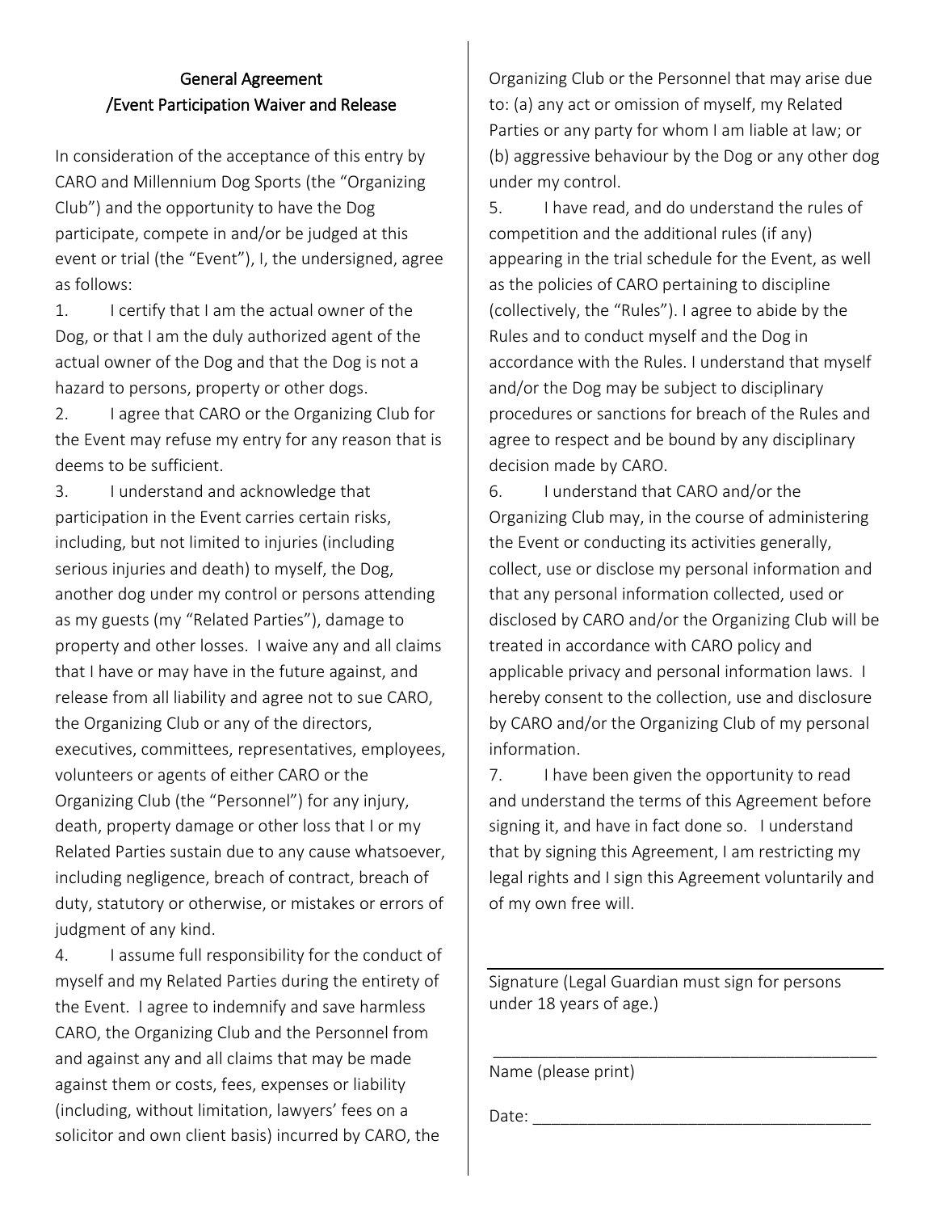## General Agreement /Event Participation Waiver and Release

In consideration of the acceptance of this entry by CARO and Millennium Dog Sports (the "Organizing Club") and the opportunity to have the Dog participate, compete in and/or be judged at this event or trial (the "Event"), I, the undersigned, agree as follows:

1. I certify that I am the actual owner of the Dog, or that I am the duly authorized agent of the actual owner of the Dog and that the Dog is not a hazard to persons, property or other dogs.
2. I agree that CARO or the Organizing Club for the Event may refuse my entry for any reason that is deems to be sufficient.
3. I understand and acknowledge that participation in the Event carries certain risks, including, but not limited to injuries (including serious injuries and death) to myself, the Dog, another dog under my control or persons attending as my guests (my "Related Parties"), damage to property and other losses. I waive any and all claims that I have or may have in the future against, and release from all liability and agree not to sue CARO, the Organizing Club or any of the directors, executives, committees, representatives, employees, volunteers or agents of either CARO or the Organizing Club (the "Personnel") for any injury, death, property damage or other loss that I or my Related Parties sustain due to any cause whatsoever, including negligence, breach of contract, breach of duty, statutory or otherwise, or mistakes or errors of judgment of any kind.
4. I assume full responsibility for the conduct of myself and my Related Parties during the entirety of the Event. I agree to indemnify and save harmless CARO, the Organizing Club and the Personnel from and against any and all claims that may be made against them or costs, fees, expenses or liability (including, without limitation, lawyers' fees on a solicitor and own client basis) incurred by CARO, the Organizing Club or the Personnel that may arise due to: (a) any act or omission of myself, my Related Parties or any party for whom I am liable at law; or (b) aggressive behaviour by the Dog or any other dog under my control.
5. I have read, and do understand the rules of competition and the additional rules (if any) appearing in the trial schedule for the Event, as well as the policies of CARO pertaining to discipline (collectively, the "Rules"). I agree to abide by the Rules and to conduct myself and the Dog in accordance with the Rules. I understand that myself and/or the Dog may be subject to disciplinary procedures or sanctions for breach of the Rules and agree to respect and be bound by any disciplinary decision made by CARO.
6. I understand that CARO and/or the Organizing Club may, in the course of administering the Event or conducting its activities generally, collect, use or disclose my personal information and that any personal information collected, used or disclosed by CARO and/or the Organizing Club will be treated in accordance with CARO policy and applicable privacy and personal information laws. I hereby consent to the collection, use and disclosure by CARO and/or the Organizing Club of my personal information.
7. I have been given the opportunity to read and understand the terms of this Agreement before signing it, and have in fact done so. I understand that by signing this Agreement, I am restricting my legal rights and I sign this Agreement voluntarily and of my own free will.

______________________________________________

Signature (Legal Guardian must sign for persons under 18 years of age.)

______________________________________________

Name (please print)

Date: ______________________________________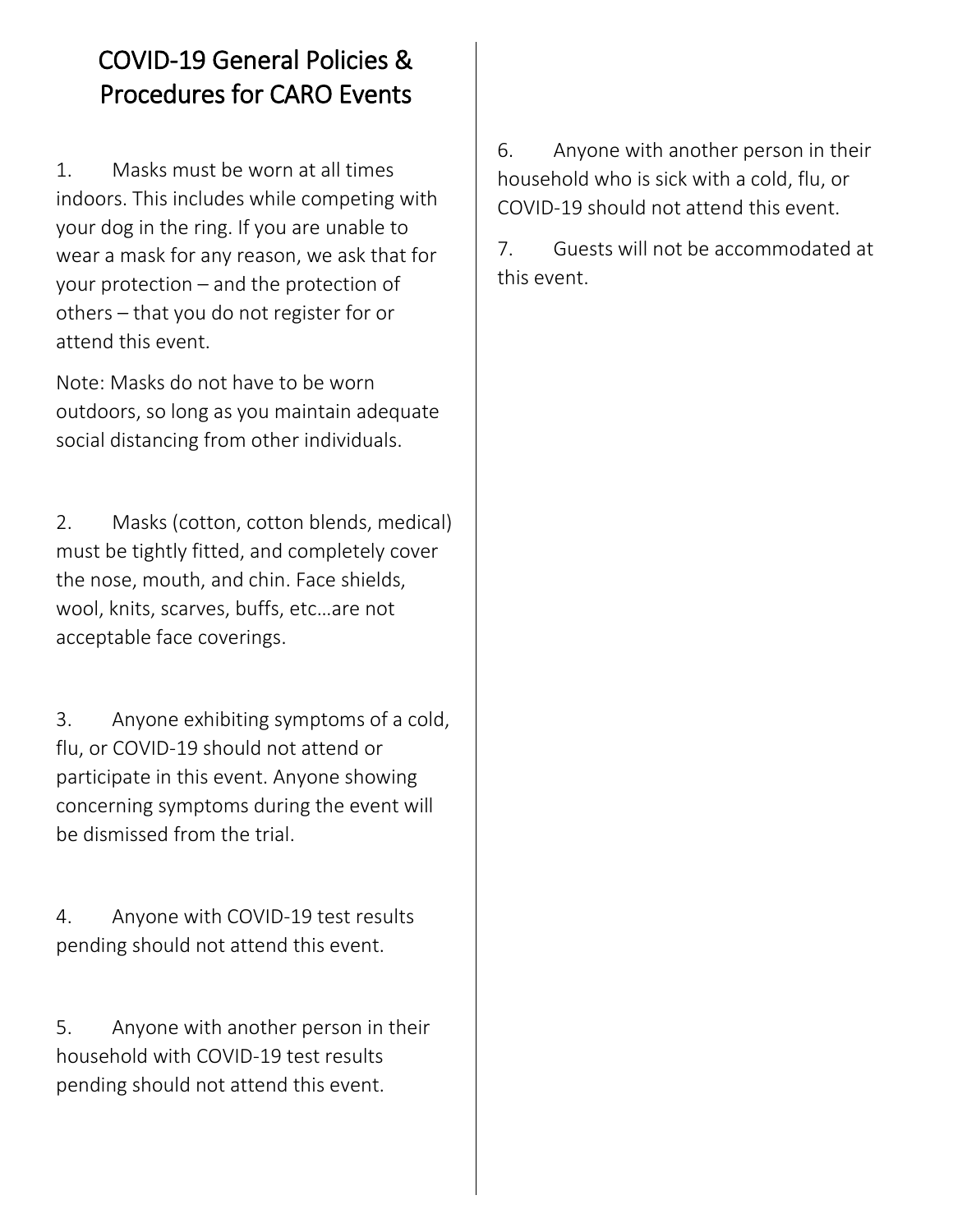# COVID-19 General Policies & Procedures for CARO Events

1. Masks must be worn at all times indoors. This includes while competing with your dog in the ring. If you are unable to wear a mask for any reason, we ask that for your protection – and the protection of others – that you do not register for or attend this event.

   Note: Masks do not have to be worn outdoors, so long as you maintain adequate social distancing from other individuals.

2. Masks (cotton, cotton blends, medical) must be tightly fitted, and completely cover the nose, mouth, and chin. Face shields, wool, knits, scarves, buffs, etc…are not acceptable face coverings.

3. Anyone exhibiting symptoms of a cold, flu, or COVID-19 should not attend or participate in this event. Anyone showing concerning symptoms during the event will be dismissed from the trial.

4. Anyone with COVID-19 test results pending should not attend this event.

5. Anyone with another person in their household with COVID-19 test results pending should not attend this event.

6. Anyone with another person in their household who is sick with a cold, flu, or COVID-19 should not attend this event.

7. Guests will not be accommodated at this event.